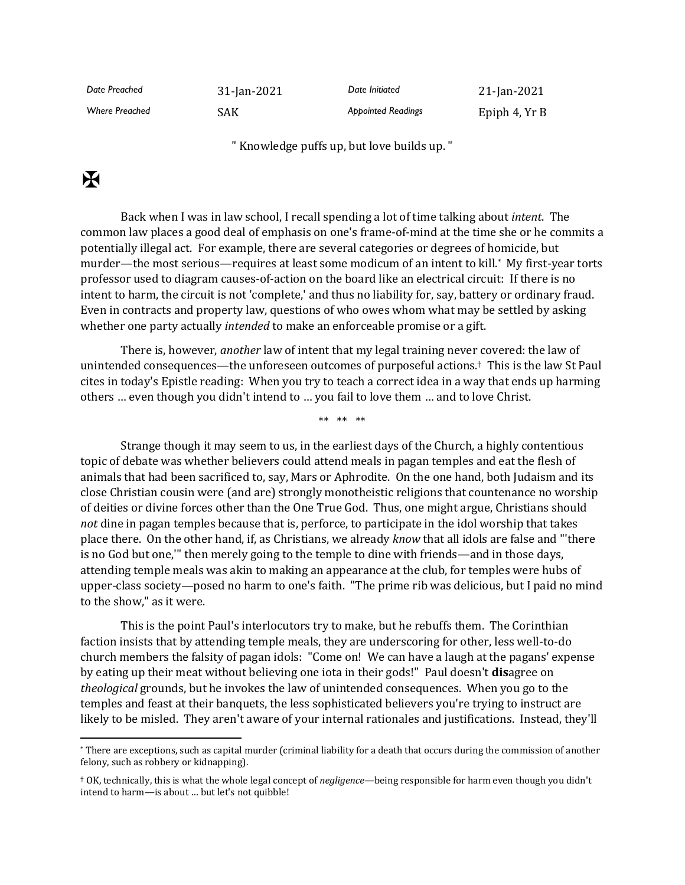| Date Preached | 31-Jan-2021 | Date Initiated | 21-Jan-2021 |
|---|---|---|---|
| Where Preached | SAK | Appointed Readings | Epiph 4, Yr B |

" Knowledge puffs up, but love builds up. "

✠

Back when I was in law school, I recall spending a lot of time talking about *intent*. The common law places a good deal of emphasis on one's frame-of-mind at the time she or he commits a potentially illegal act. For example, there are several categories or degrees of homicide, but murder—the most serious—requires at least some modicum of an intent to kill.[*] My first-year torts professor used to diagram causes-of-action on the board like an electrical circuit: If there is no intent to harm, the circuit is not 'complete,' and thus no liability for, say, battery or ordinary fraud. Even in contracts and property law, questions of who owes whom what may be settled by asking whether one party actually *intended* to make an enforceable promise or a gift.

There is, however, *another* law of intent that my legal training never covered: the law of unintended consequences—the unforeseen outcomes of purposeful actions.[†] This is the law St Paul cites in today's Epistle reading: When you try to teach a correct idea in a way that ends up harming others … even though you didn't intend to … you fail to love them … and to love Christ.

** ** **

Strange though it may seem to us, in the earliest days of the Church, a highly contentious topic of debate was whether believers could attend meals in pagan temples and eat the flesh of animals that had been sacrificed to, say, Mars or Aphrodite. On the one hand, both Judaism and its close Christian cousin were (and are) strongly monotheistic religions that countenance no worship of deities or divine forces other than the One True God. Thus, one might argue, Christians should *not* dine in pagan temples because that is, perforce, to participate in the idol worship that takes place there. On the other hand, if, as Christians, we already *know* that all idols are false and "'there is no God but one,'" then merely going to the temple to dine with friends—and in those days, attending temple meals was akin to making an appearance at the club, for temples were hubs of upper-class society—posed no harm to one's faith. "The prime rib was delicious, but I paid no mind to the show," as it were.

This is the point Paul's interlocutors try to make, but he rebuffs them. The Corinthian faction insists that by attending temple meals, they are underscoring for other, less well-to-do church members the falsity of pagan idols: "Come on! We can have a laugh at the pagans' expense by eating up their meat without believing one iota in their gods!" Paul doesn't **dis**agree on *theological* grounds, but he invokes the law of unintended consequences. When you go to the temples and feast at their banquets, the less sophisticated believers you're trying to instruct are likely to be misled. They aren't aware of your internal rationales and justifications. Instead, they'll

---

[*] There are exceptions, such as capital murder (criminal liability for a death that occurs during the commission of another felony, such as robbery or kidnapping).

[†] OK, technically, this is what the whole legal concept of *negligence*—being responsible for harm even though you didn't intend to harm—is about … but let's not quibble!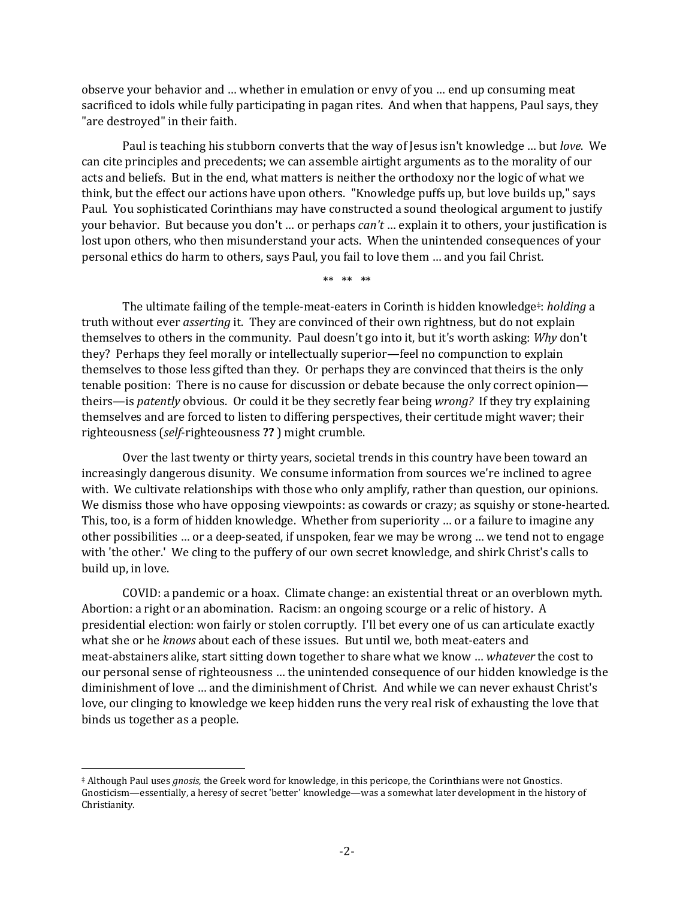observe your behavior and … whether in emulation or envy of you … end up consuming meat sacrificed to idols while fully participating in pagan rites. And when that happens, Paul says, they "are destroyed" in their faith.

Paul is teaching his stubborn converts that the way of Jesus isn't knowledge … but *love*. We can cite principles and precedents; we can assemble airtight arguments as to the morality of our acts and beliefs. But in the end, what matters is neither the orthodoxy nor the logic of what we think, but the effect our actions have upon others. "Knowledge puffs up, but love builds up," says Paul. You sophisticated Corinthians may have constructed a sound theological argument to justify your behavior. But because you don't … or perhaps *can't* … explain it to others, your justification is lost upon others, who then misunderstand your acts. When the unintended consequences of your personal ethics do harm to others, says Paul, you fail to love them … and you fail Christ.

\*\* \*\* \*\*

The ultimate failing of the temple-meat-eaters in Corinth is hidden knowledge‡: *holding* a truth without ever *asserting* it. They are convinced of their own rightness, but do not explain themselves to others in the community. Paul doesn't go into it, but it's worth asking: *Why* don't they? Perhaps they feel morally or intellectually superior—feel no compunction to explain themselves to those less gifted than they. Or perhaps they are convinced that theirs is the only tenable position: There is no cause for discussion or debate because the only correct opinion—theirs—is *patently* obvious. Or could it be they secretly fear being *wrong?* If they try explaining themselves and are forced to listen to differing perspectives, their certitude might waver; their righteousness (*self*-righteousness **??** ) might crumble.

Over the last twenty or thirty years, societal trends in this country have been toward an increasingly dangerous disunity. We consume information from sources we're inclined to agree with. We cultivate relationships with those who only amplify, rather than question, our opinions. We dismiss those who have opposing viewpoints: as cowards or crazy; as squishy or stone-hearted. This, too, is a form of hidden knowledge. Whether from superiority … or a failure to imagine any other possibilities … or a deep-seated, if unspoken, fear we may be wrong … we tend not to engage with 'the other.' We cling to the puffery of our own secret knowledge, and shirk Christ's calls to build up, in love.

COVID: a pandemic or a hoax. Climate change: an existential threat or an overblown myth. Abortion: a right or an abomination. Racism: an ongoing scourge or a relic of history. A presidential election: won fairly or stolen corruptly. I'll bet every one of us can articulate exactly what she or he *knows* about each of these issues. But until we, both meat-eaters and meat-abstainers alike, start sitting down together to share what we know … *whatever* the cost to our personal sense of righteousness … the unintended consequence of our hidden knowledge is the diminishment of love … and the diminishment of Christ. And while we can never exhaust Christ's love, our clinging to knowledge we keep hidden runs the very real risk of exhausting the love that binds us together as a people.

---

‡ Although Paul uses *gnosis,* the Greek word for knowledge, in this pericope, the Corinthians were not Gnostics. Gnosticism—essentially, a heresy of secret 'better' knowledge—was a somewhat later development in the history of Christianity.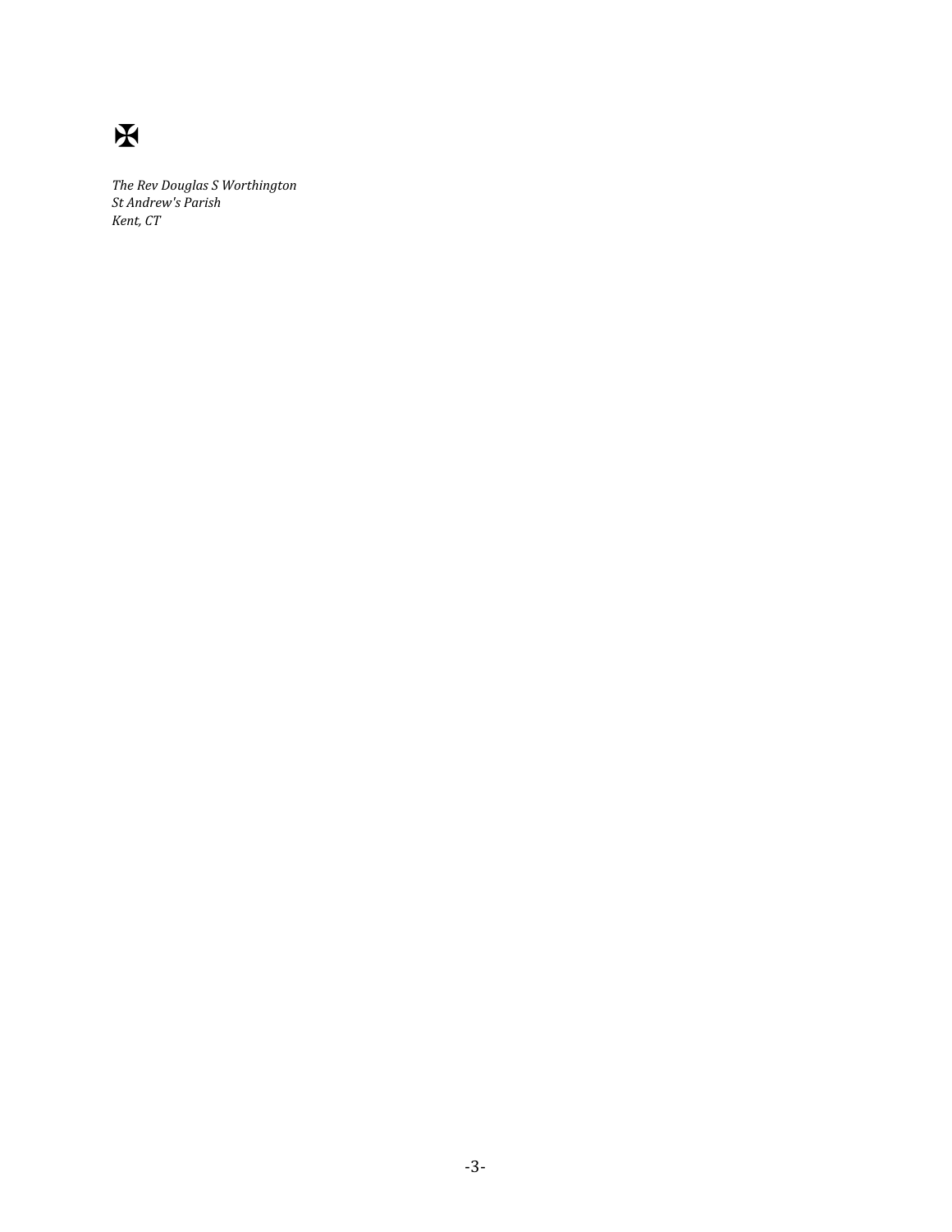✠

*The Rev Douglas S Worthington*
*St Andrew's Parish*
*Kent, CT*